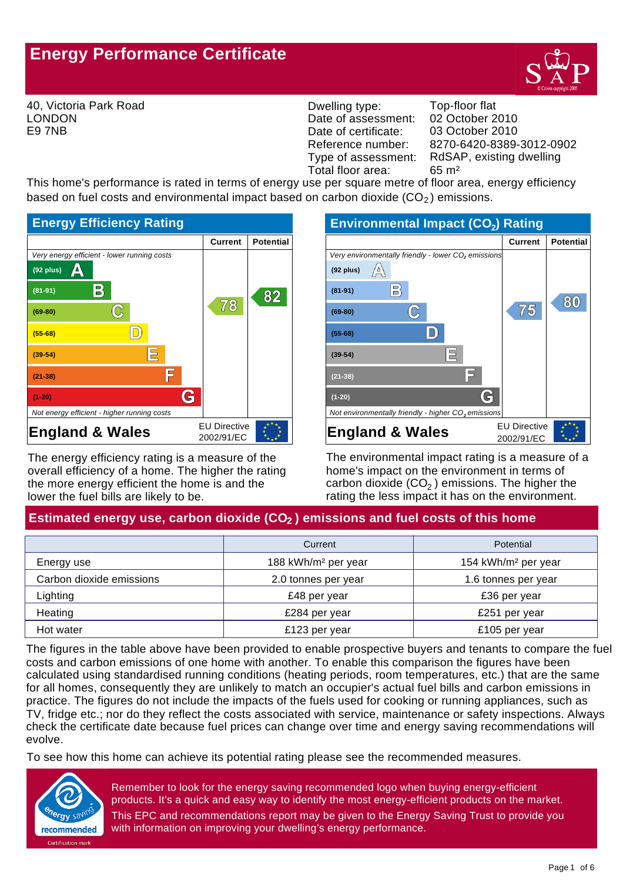# Energy Performance Certificate

40, Victoria Park Road
LONDON
E9 7NB

| | |
|---|---|
| Dwelling type: | Top-floor flat |
| Date of assessment: | 02 October 2010 |
| Date of certificate: | 03 October 2010 |
| Reference number: | 8270-6420-8389-3012-0902 |
| Type of assessment: | RdSAP, existing dwelling |
| Total floor area: | 65 m² |

This home's performance is rated in terms of energy use per square metre of floor area, energy efficiency based on fuel costs and environmental impact based on carbon dioxide ($CO_2$) emissions.

## Energy Efficiency Rating

| | Current | Potential |
|---|---|---|
| *Very energy efficient - lower running costs* | | |
| (92 plus) A | | |
| (81-91) B | | 82 |
| (69-80) C | 78 | |
| (55-68) D | | |
| (39-54) E | | |
| (21-38) F | | |
| (1-20) G | | |
| *Not energy efficient - higher running costs* | | |
| **England & Wales** — EU Directive 2002/91/EC | | |

The energy efficiency rating is a measure of the overall efficiency of a home. The higher the rating the more energy efficient the home is and the lower the fuel bills are likely to be.

## Environmental Impact ($CO_2$) Rating

| | Current | Potential |
|---|---|---|
| *Very environmentally friendly - lower $CO_2$ emissions* | | |
| (92 plus) A | | |
| (81-91) B | | |
| (69-80) C | 75 | 80 |
| (55-68) D | | |
| (39-54) E | | |
| (21-38) F | | |
| (1-20) G | | |
| *Not environmentally friendly - higher $CO_2$ emissions* | | |
| **England & Wales** — EU Directive 2002/91/EC | | |

The environmental impact rating is a measure of a home's impact on the environment in terms of carbon dioxide ($CO_2$) emissions. The higher the rating the less impact it has on the environment.

## Estimated energy use, carbon dioxide ($CO_2$) emissions and fuel costs of this home

| | Current | Potential |
|---|---|---|
| Energy use | 188 kWh/m² per year | 154 kWh/m² per year |
| Carbon dioxide emissions | 2.0 tonnes per year | 1.6 tonnes per year |
| Lighting | £48 per year | £36 per year |
| Heating | £284 per year | £251 per year |
| Hot water | £123 per year | £105 per year |

The figures in the table above have been provided to enable prospective buyers and tenants to compare the fuel costs and carbon emissions of one home with another. To enable this comparison the figures have been calculated using standardised running conditions (heating periods, room temperatures, etc.) that are the same for all homes, consequently they are unlikely to match an occupier's actual fuel bills and carbon emissions in practice. The figures do not include the impacts of the fuels used for cooking or running appliances, such as TV, fridge etc.; nor do they reflect the costs associated with service, maintenance or safety inspections. Always check the certificate date because fuel prices can change over time and energy saving recommendations will evolve.

To see how this home can achieve its potential rating please see the recommended measures.

Remember to look for the energy saving recommended logo when buying energy-efficient products. It's a quick and easy way to identify the most energy-efficient products on the market.

This EPC and recommendations report may be given to the Energy Saving Trust to provide you with information on improving your dwelling's energy performance.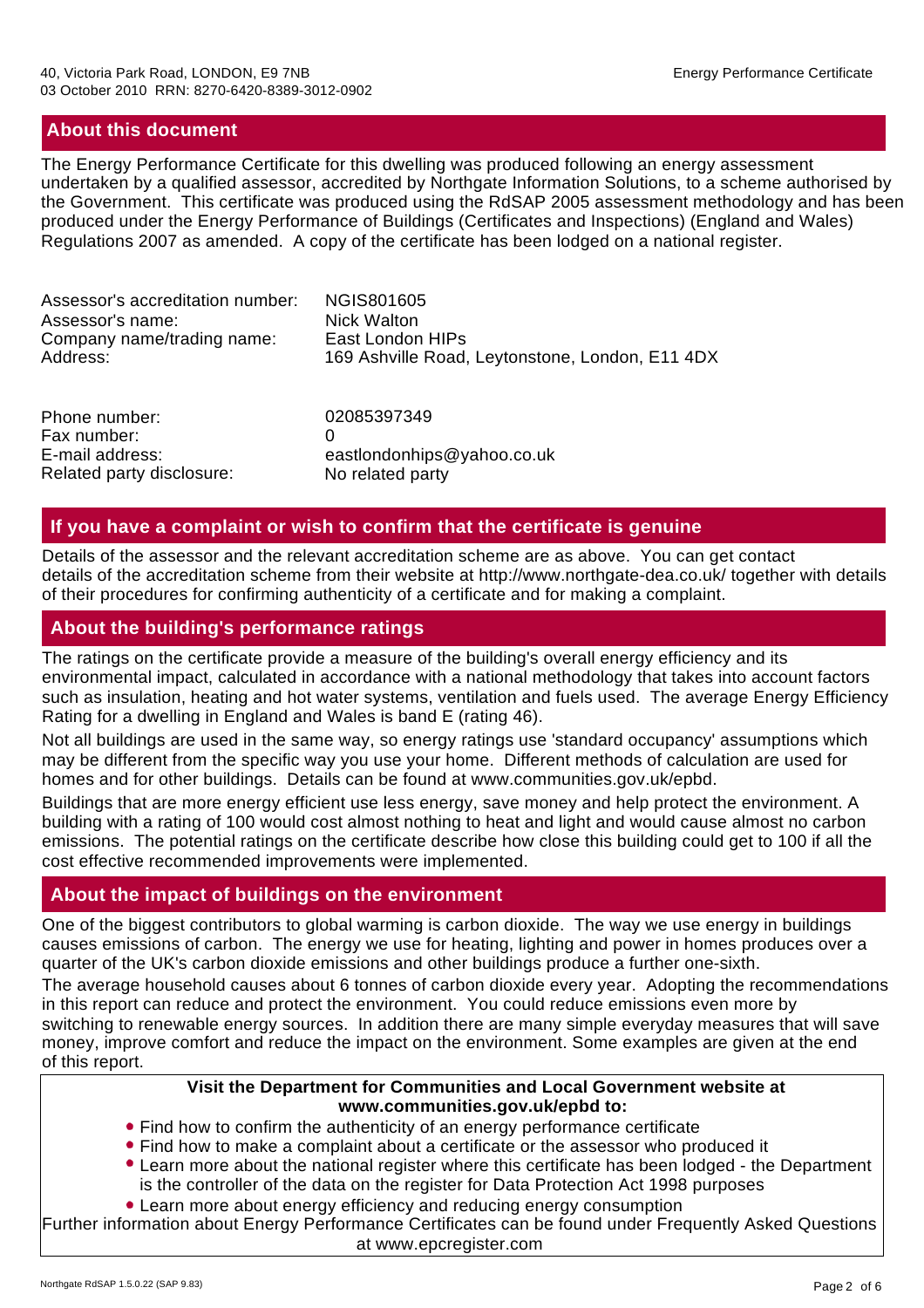## About this document

The Energy Performance Certificate for this dwelling was produced following an energy assessment undertaken by a qualified assessor, accredited by Northgate Information Solutions, to a scheme authorised by the Government. This certificate was produced using the RdSAP 2005 assessment methodology and has been produced under the Energy Performance of Buildings (Certificates and Inspections) (England and Wales) Regulations 2007 as amended. A copy of the certificate has been lodged on a national register.

| | |
|---|---|
| Assessor's accreditation number: | NGIS801605 |
| Assessor's name: | Nick Walton |
| Company name/trading name: | East London HIPs |
| Address: | 169 Ashville Road, Leytonstone, London, E11 4DX |
| Phone number: | 02085397349 |
| Fax number: | 0 |
| E-mail address: | eastlondonhips@yahoo.co.uk |
| Related party disclosure: | No related party |

## If you have a complaint or wish to confirm that the certificate is genuine

Details of the assessor and the relevant accreditation scheme are as above. You can get contact details of the accreditation scheme from their website at http://www.northgate-dea.co.uk/ together with details of their procedures for confirming authenticity of a certificate and for making a complaint.

## About the building's performance ratings

The ratings on the certificate provide a measure of the building's overall energy efficiency and its environmental impact, calculated in accordance with a national methodology that takes into account factors such as insulation, heating and hot water systems, ventilation and fuels used. The average Energy Efficiency Rating for a dwelling in England and Wales is band E (rating 46).

Not all buildings are used in the same way, so energy ratings use 'standard occupancy' assumptions which may be different from the specific way you use your home. Different methods of calculation are used for homes and for other buildings. Details can be found at www.communities.gov.uk/epbd.

Buildings that are more energy efficient use less energy, save money and help protect the environment. A building with a rating of 100 would cost almost nothing to heat and light and would cause almost no carbon emissions. The potential ratings on the certificate describe how close this building could get to 100 if all the cost effective recommended improvements were implemented.

## About the impact of buildings on the environment

One of the biggest contributors to global warming is carbon dioxide. The way we use energy in buildings causes emissions of carbon. The energy we use for heating, lighting and power in homes produces over a quarter of the UK's carbon dioxide emissions and other buildings produce a further one-sixth.

The average household causes about 6 tonnes of carbon dioxide every year. Adopting the recommendations in this report can reduce and protect the environment. You could reduce emissions even more by switching to renewable energy sources. In addition there are many simple everyday measures that will save money, improve comfort and reduce the impact on the environment. Some examples are given at the end of this report.

**Visit the Department for Communities and Local Government website at www.communities.gov.uk/epbd to:**

- Find how to confirm the authenticity of an energy performance certificate
- Find how to make a complaint about a certificate or the assessor who produced it
- Learn more about the national register where this certificate has been lodged - the Department is the controller of the data on the register for Data Protection Act 1998 purposes
- Learn more about energy efficiency and reducing energy consumption

Further information about Energy Performance Certificates can be found under Frequently Asked Questions at www.epcregister.com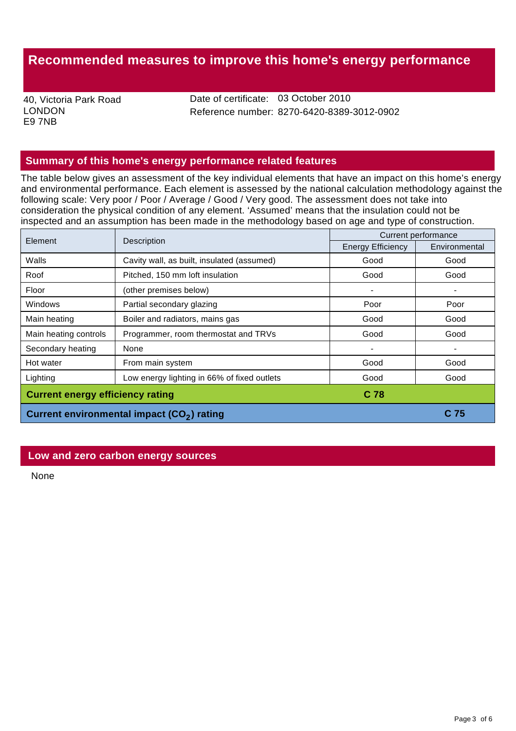# Recommended measures to improve this home's energy performance

40, Victoria Park Road
LONDON
E9 7NB

Date of certificate: 03 October 2010
Reference number: 8270-6420-8389-3012-0902

## Summary of this home's energy performance related features

The table below gives an assessment of the key individual elements that have an impact on this home's energy and environmental performance. Each element is assessed by the national calculation methodology against the following scale: Very poor / Poor / Average / Good / Very good. The assessment does not take into consideration the physical condition of any element. 'Assumed' means that the insulation could not be inspected and an assumption has been made in the methodology based on age and type of construction.

| Element | Description | Current performance | |
|---|---|---|---|
| | | Energy Efficiency | Environmental |
| Walls | Cavity wall, as built, insulated (assumed) | Good | Good |
| Roof | Pitched, 150 mm loft insulation | Good | Good |
| Floor | (other premises below) | - | - |
| Windows | Partial secondary glazing | Poor | Poor |
| Main heating | Boiler and radiators, mains gas | Good | Good |
| Main heating controls | Programmer, room thermostat and TRVs | Good | Good |
| Secondary heating | None | - | - |
| Hot water | From main system | Good | Good |
| Lighting | Low energy lighting in 66% of fixed outlets | Good | Good |
| **Current energy efficiency rating** | | **C 78** | |
| **Current environmental impact ($CO_2$) rating** | | | **C 75** |

## Low and zero carbon energy sources

None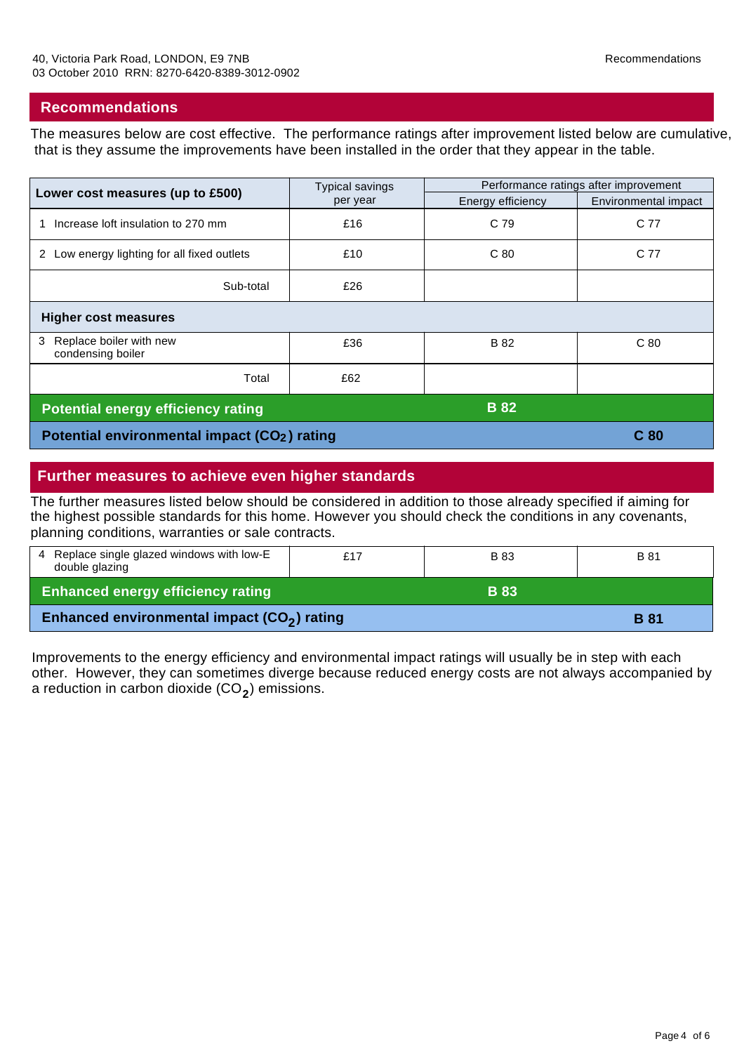40, Victoria Park Road, LONDON, E9 7NB
03 October 2010 RRN: 8270-6420-8389-3012-0902

## Recommendations

The measures below are cost effective. The performance ratings after improvement listed below are cumulative, that is they assume the improvements have been installed in the order that they appear in the table.

| Lower cost measures (up to £500) | Typical savings per year | Performance ratings after improvement | |
|---|---|---|---|
| | | Energy efficiency | Environmental impact |
| 1 Increase loft insulation to 270 mm | £16 | C 79 | C 77 |
| 2 Low energy lighting for all fixed outlets | £10 | C 80 | C 77 |
| Sub-total | £26 | | |
| **Higher cost measures** | | | |
| 3 Replace boiler with new condensing boiler | £36 | B 82 | C 80 |
| Total | £62 | | |
| **Potential energy efficiency rating** | | **B 82** | |
| **Potential environmental impact ($CO_2$) rating** | | | **C 80** |

## Further measures to achieve even higher standards

The further measures listed below should be considered in addition to those already specified if aiming for the highest possible standards for this home. However you should check the conditions in any covenants, planning conditions, warranties or sale contracts.

| Measure | Typical savings per year | Energy efficiency | Environmental impact |
|---|---|---|---|
| 4 Replace single glazed windows with low-E double glazing | £17 | B 83 | B 81 |
| **Enhanced energy efficiency rating** | | **B 83** | |
| **Enhanced environmental impact ($CO_2$) rating** | | | **B 81** |

Improvements to the energy efficiency and environmental impact ratings will usually be in step with each other. However, they can sometimes diverge because reduced energy costs are not always accompanied by a reduction in carbon dioxide ($CO_2$) emissions.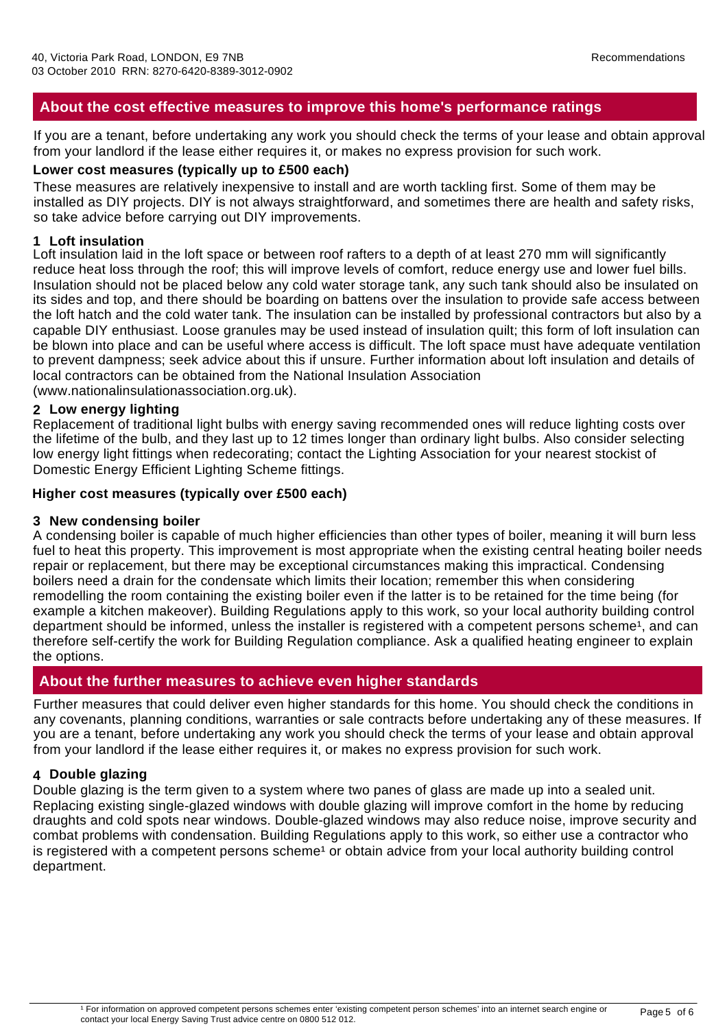## About the cost effective measures to improve this home's performance ratings

If you are a tenant, before undertaking any work you should check the terms of your lease and obtain approval from your landlord if the lease either requires it, or makes no express provision for such work.

**Lower cost measures (typically up to £500 each)**

These measures are relatively inexpensive to install and are worth tackling first. Some of them may be installed as DIY projects. DIY is not always straightforward, and sometimes there are health and safety risks, so take advice before carrying out DIY improvements.

### 1 Loft insulation

Loft insulation laid in the loft space or between roof rafters to a depth of at least 270 mm will significantly reduce heat loss through the roof; this will improve levels of comfort, reduce energy use and lower fuel bills. Insulation should not be placed below any cold water storage tank, any such tank should also be insulated on its sides and top, and there should be boarding on battens over the insulation to provide safe access between the loft hatch and the cold water tank. The insulation can be installed by professional contractors but also by a capable DIY enthusiast. Loose granules may be used instead of insulation quilt; this form of loft insulation can be blown into place and can be useful where access is difficult. The loft space must have adequate ventilation to prevent dampness; seek advice about this if unsure. Further information about loft insulation and details of local contractors can be obtained from the National Insulation Association (www.nationalinsulationassociation.org.uk).

### 2 Low energy lighting

Replacement of traditional light bulbs with energy saving recommended ones will reduce lighting costs over the lifetime of the bulb, and they last up to 12 times longer than ordinary light bulbs. Also consider selecting low energy light fittings when redecorating; contact the Lighting Association for your nearest stockist of Domestic Energy Efficient Lighting Scheme fittings.

**Higher cost measures (typically over £500 each)**

### 3 New condensing boiler

A condensing boiler is capable of much higher efficiencies than other types of boiler, meaning it will burn less fuel to heat this property. This improvement is most appropriate when the existing central heating boiler needs repair or replacement, but there may be exceptional circumstances making this impractical. Condensing boilers need a drain for the condensate which limits their location; remember this when considering remodelling the room containing the existing boiler even if the latter is to be retained for the time being (for example a kitchen makeover). Building Regulations apply to this work, so your local authority building control department should be informed, unless the installer is registered with a competent persons scheme[1], and can therefore self-certify the work for Building Regulation compliance. Ask a qualified heating engineer to explain the options.

## About the further measures to achieve even higher standards

Further measures that could deliver even higher standards for this home. You should check the conditions in any covenants, planning conditions, warranties or sale contracts before undertaking any of these measures. If you are a tenant, before undertaking any work you should check the terms of your lease and obtain approval from your landlord if the lease either requires it, or makes no express provision for such work.

### 4 Double glazing

Double glazing is the term given to a system where two panes of glass are made up into a sealed unit. Replacing existing single-glazed windows with double glazing will improve comfort in the home by reducing draughts and cold spots near windows. Double-glazed windows may also reduce noise, improve security and combat problems with condensation. Building Regulations apply to this work, so either use a contractor who is registered with a competent persons scheme[1] or obtain advice from your local authority building control department.

[1] For information on approved competent persons schemes enter 'existing competent person schemes' into an internet search engine or contact your local Energy Saving Trust advice centre on 0800 512 012.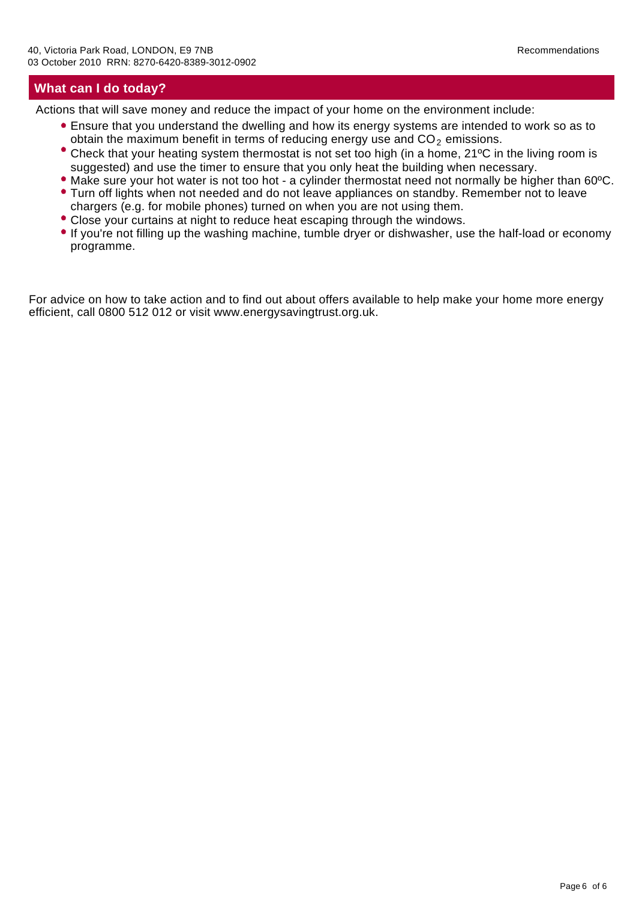## What can I do today?

Actions that will save money and reduce the impact of your home on the environment include:

- Ensure that you understand the dwelling and how its energy systems are intended to work so as to obtain the maximum benefit in terms of reducing energy use and $CO_2$ emissions.
- Check that your heating system thermostat is not set too high (in a home, 21ºC in the living room is suggested) and use the timer to ensure that you only heat the building when necessary.
- Make sure your hot water is not too hot - a cylinder thermostat need not normally be higher than 60ºC.
- Turn off lights when not needed and do not leave appliances on standby. Remember not to leave chargers (e.g. for mobile phones) turned on when you are not using them.
- Close your curtains at night to reduce heat escaping through the windows.
- If you're not filling up the washing machine, tumble dryer or dishwasher, use the half-load or economy programme.

For advice on how to take action and to find out about offers available to help make your home more energy efficient, call 0800 512 012 or visit www.energysavingtrust.org.uk.